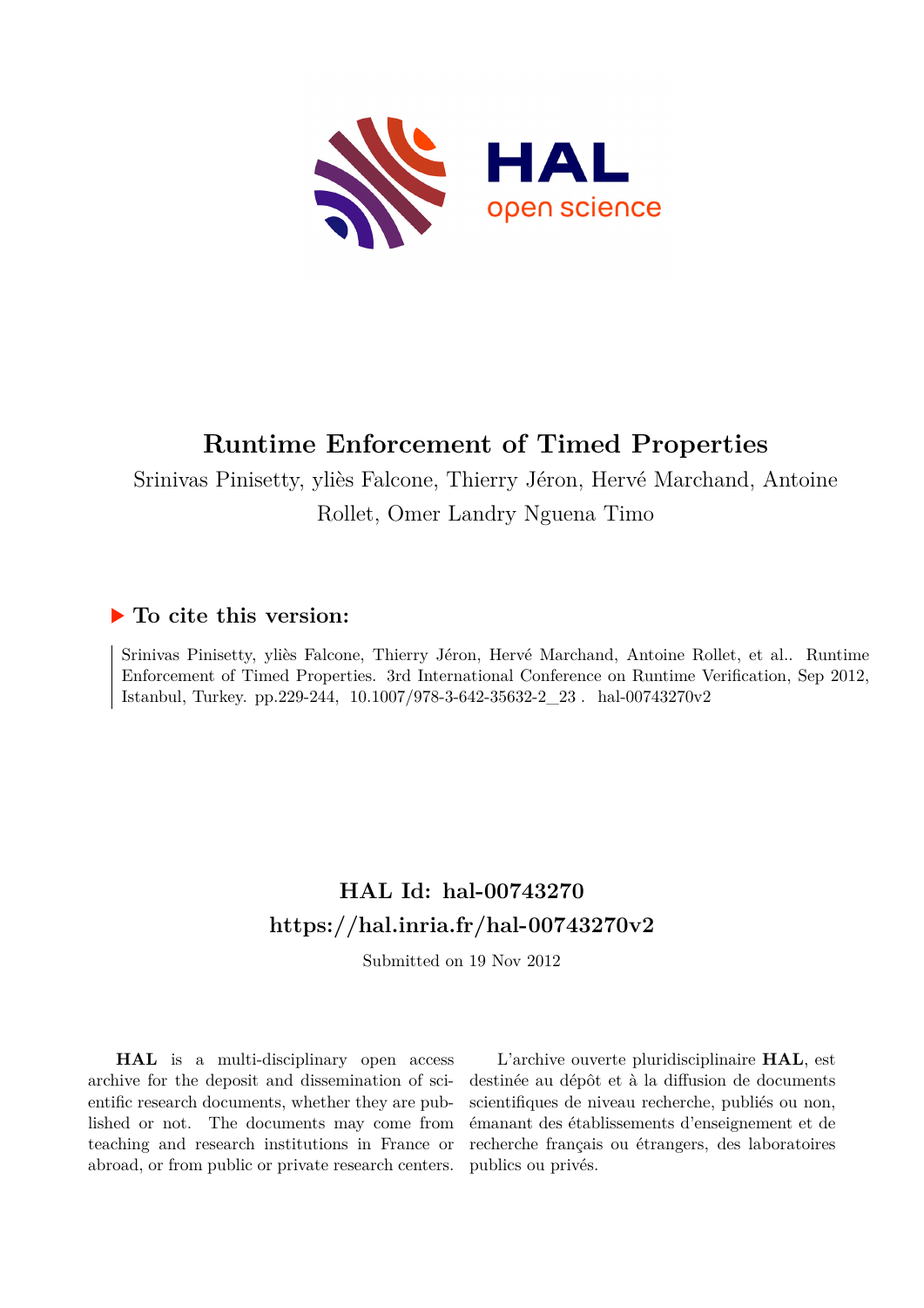# Runtime Enforcement of Timed Properties

Srinivas Pinisetty, yliès Falcone, Thierry Jéron, Hervé Marchand, Antoine Rollet, Omer Landry Nguena Timo

### ▶ To cite this version:

Srinivas Pinisetty, yliès Falcone, Thierry Jéron, Hervé Marchand, Antoine Rollet, et al.. Runtime Enforcement of Timed Properties. 3rd International Conference on Runtime Verification, Sep 2012, Istanbul, Turkey. pp.229-244, 10.1007/978-3-642-35632-2_23 . hal-00743270v2

## HAL Id: hal-00743270
## https://hal.inria.fr/hal-00743270v2

Submitted on 19 Nov 2012

**HAL** is a multi-disciplinary open access archive for the deposit and dissemination of scientific research documents, whether they are published or not. The documents may come from teaching and research institutions in France or abroad, or from public or private research centers.

L'archive ouverte pluridisciplinaire **HAL**, est destinée au dépôt et à la diffusion de documents scientifiques de niveau recherche, publiés ou non, émanant des établissements d'enseignement et de recherche français ou étrangers, des laboratoires publics ou privés.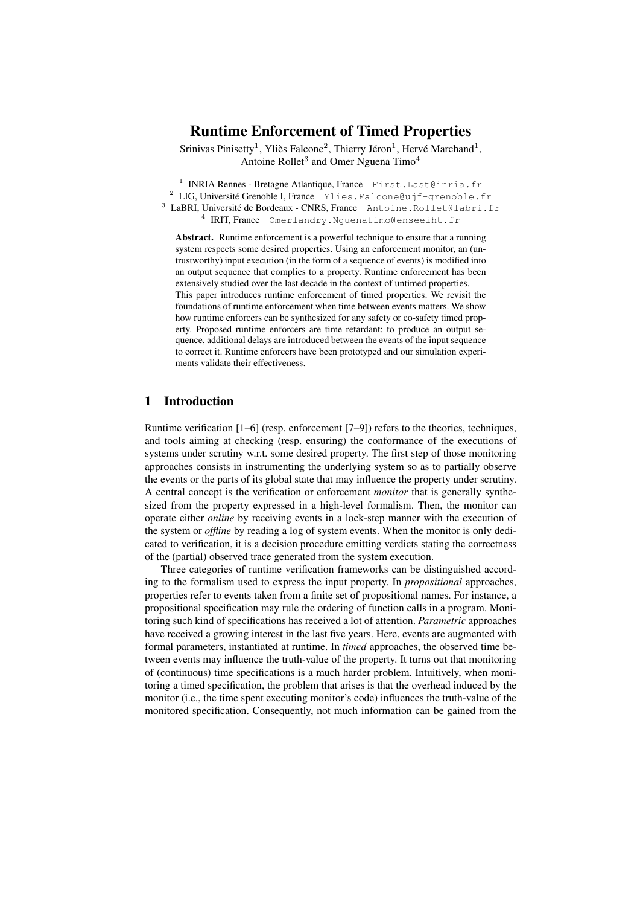# Runtime Enforcement of Timed Properties

Srinivas Pinisetty[1], Yliès Falcone[2], Thierry Jéron[1], Hervé Marchand[1], Antoine Rollet[3] and Omer Nguena Timo[4]

[1] INRIA Rennes - Bretagne Atlantique, France `First.Last@inria.fr`
[2] LIG, Université Grenoble I, France `Ylies.Falcone@ujf-grenoble.fr`
[3] LaBRI, Université de Bordeaux - CNRS, France `Antoine.Rollet@labri.fr`
[4] IRIT, France `Omerlandry.Nguenatimo@enseeiht.fr`

**Abstract.** Runtime enforcement is a powerful technique to ensure that a running system respects some desired properties. Using an enforcement monitor, an (untrustworthy) input execution (in the form of a sequence of events) is modified into an output sequence that complies to a property. Runtime enforcement has been extensively studied over the last decade in the context of untimed properties. This paper introduces runtime enforcement of timed properties. We revisit the foundations of runtime enforcement when time between events matters. We show how runtime enforcers can be synthesized for any safety or co-safety timed property. Proposed runtime enforcers are time retardant: to produce an output sequence, additional delays are introduced between the events of the input sequence to correct it. Runtime enforcers have been prototyped and our simulation experiments validate their effectiveness.

## 1 Introduction

Runtime verification [1–6] (resp. enforcement [7–9]) refers to the theories, techniques, and tools aiming at checking (resp. ensuring) the conformance of the executions of systems under scrutiny w.r.t. some desired property. The first step of those monitoring approaches consists in instrumenting the underlying system so as to partially observe the events or the parts of its global state that may influence the property under scrutiny. A central concept is the verification or enforcement *monitor* that is generally synthesized from the property expressed in a high-level formalism. Then, the monitor can operate either *online* by receiving events in a lock-step manner with the execution of the system or *offline* by reading a log of system events. When the monitor is only dedicated to verification, it is a decision procedure emitting verdicts stating the correctness of the (partial) observed trace generated from the system execution.

Three categories of runtime verification frameworks can be distinguished according to the formalism used to express the input property. In *propositional* approaches, properties refer to events taken from a finite set of propositional names. For instance, a propositional specification may rule the ordering of function calls in a program. Monitoring such kind of specifications has received a lot of attention. *Parametric* approaches have received a growing interest in the last five years. Here, events are augmented with formal parameters, instantiated at runtime. In *timed* approaches, the observed time between events may influence the truth-value of the property. It turns out that monitoring of (continuous) time specifications is a much harder problem. Intuitively, when monitoring a timed specification, the problem that arises is that the overhead induced by the monitor (i.e., the time spent executing monitor's code) influences the truth-value of the monitored specification. Consequently, not much information can be gained from the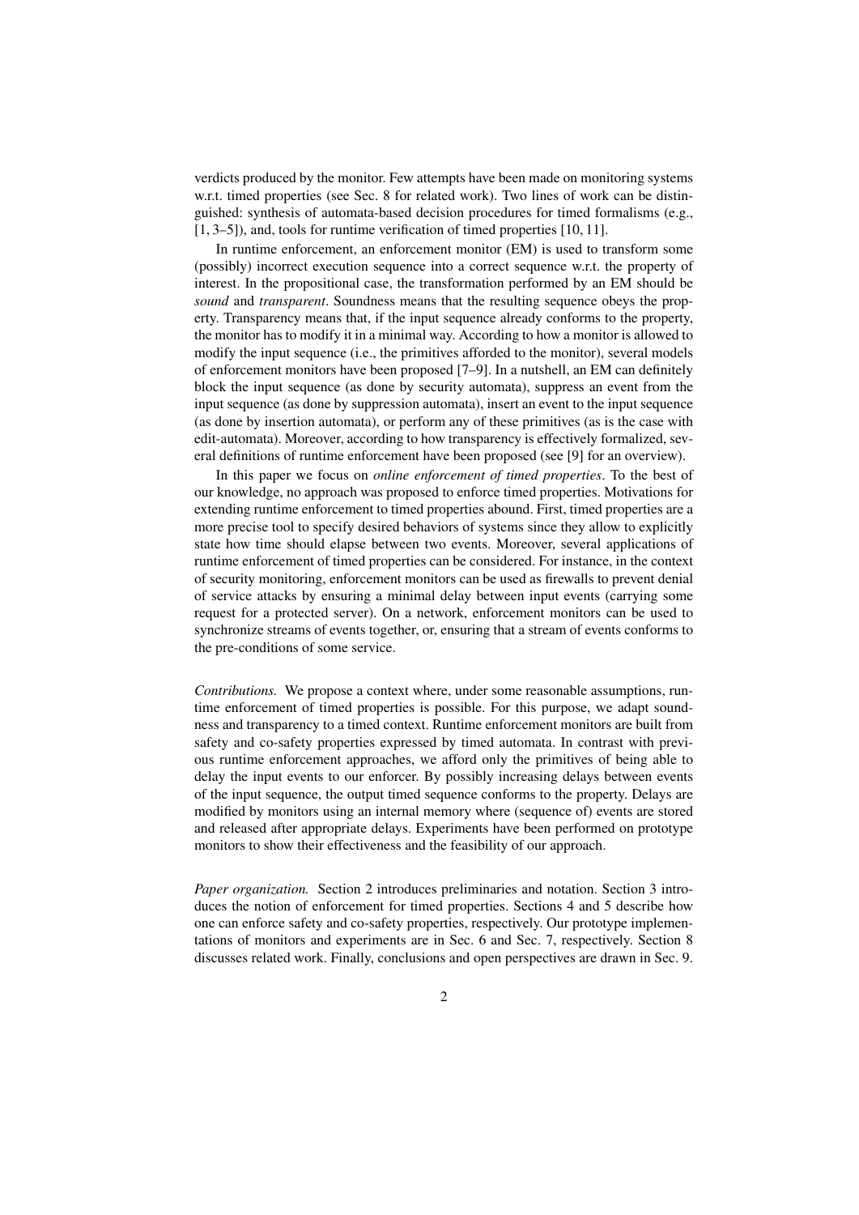verdicts produced by the monitor. Few attempts have been made on monitoring systems w.r.t. timed properties (see Sec. 8 for related work). Two lines of work can be distinguished: synthesis of automata-based decision procedures for timed formalisms (e.g., [1, 3–5]), and, tools for runtime verification of timed properties [10, 11].

In runtime enforcement, an enforcement monitor (EM) is used to transform some (possibly) incorrect execution sequence into a correct sequence w.r.t. the property of interest. In the propositional case, the transformation performed by an EM should be *sound* and *transparent*. Soundness means that the resulting sequence obeys the property. Transparency means that, if the input sequence already conforms to the property, the monitor has to modify it in a minimal way. According to how a monitor is allowed to modify the input sequence (i.e., the primitives afforded to the monitor), several models of enforcement monitors have been proposed [7–9]. In a nutshell, an EM can definitely block the input sequence (as done by security automata), suppress an event from the input sequence (as done by suppression automata), insert an event to the input sequence (as done by insertion automata), or perform any of these primitives (as is the case with edit-automata). Moreover, according to how transparency is effectively formalized, several definitions of runtime enforcement have been proposed (see [9] for an overview).

In this paper we focus on *online enforcement of timed properties*. To the best of our knowledge, no approach was proposed to enforce timed properties. Motivations for extending runtime enforcement to timed properties abound. First, timed properties are a more precise tool to specify desired behaviors of systems since they allow to explicitly state how time should elapse between two events. Moreover, several applications of runtime enforcement of timed properties can be considered. For instance, in the context of security monitoring, enforcement monitors can be used as firewalls to prevent denial of service attacks by ensuring a minimal delay between input events (carrying some request for a protected server). On a network, enforcement monitors can be used to synchronize streams of events together, or, ensuring that a stream of events conforms to the pre-conditions of some service.

*Contributions.* We propose a context where, under some reasonable assumptions, runtime enforcement of timed properties is possible. For this purpose, we adapt soundness and transparency to a timed context. Runtime enforcement monitors are built from safety and co-safety properties expressed by timed automata. In contrast with previous runtime enforcement approaches, we afford only the primitives of being able to delay the input events to our enforcer. By possibly increasing delays between events of the input sequence, the output timed sequence conforms to the property. Delays are modified by monitors using an internal memory where (sequence of) events are stored and released after appropriate delays. Experiments have been performed on prototype monitors to show their effectiveness and the feasibility of our approach.

*Paper organization.* Section 2 introduces preliminaries and notation. Section 3 introduces the notion of enforcement for timed properties. Sections 4 and 5 describe how one can enforce safety and co-safety properties, respectively. Our prototype implementations of monitors and experiments are in Sec. 6 and Sec. 7, respectively. Section 8 discusses related work. Finally, conclusions and open perspectives are drawn in Sec. 9.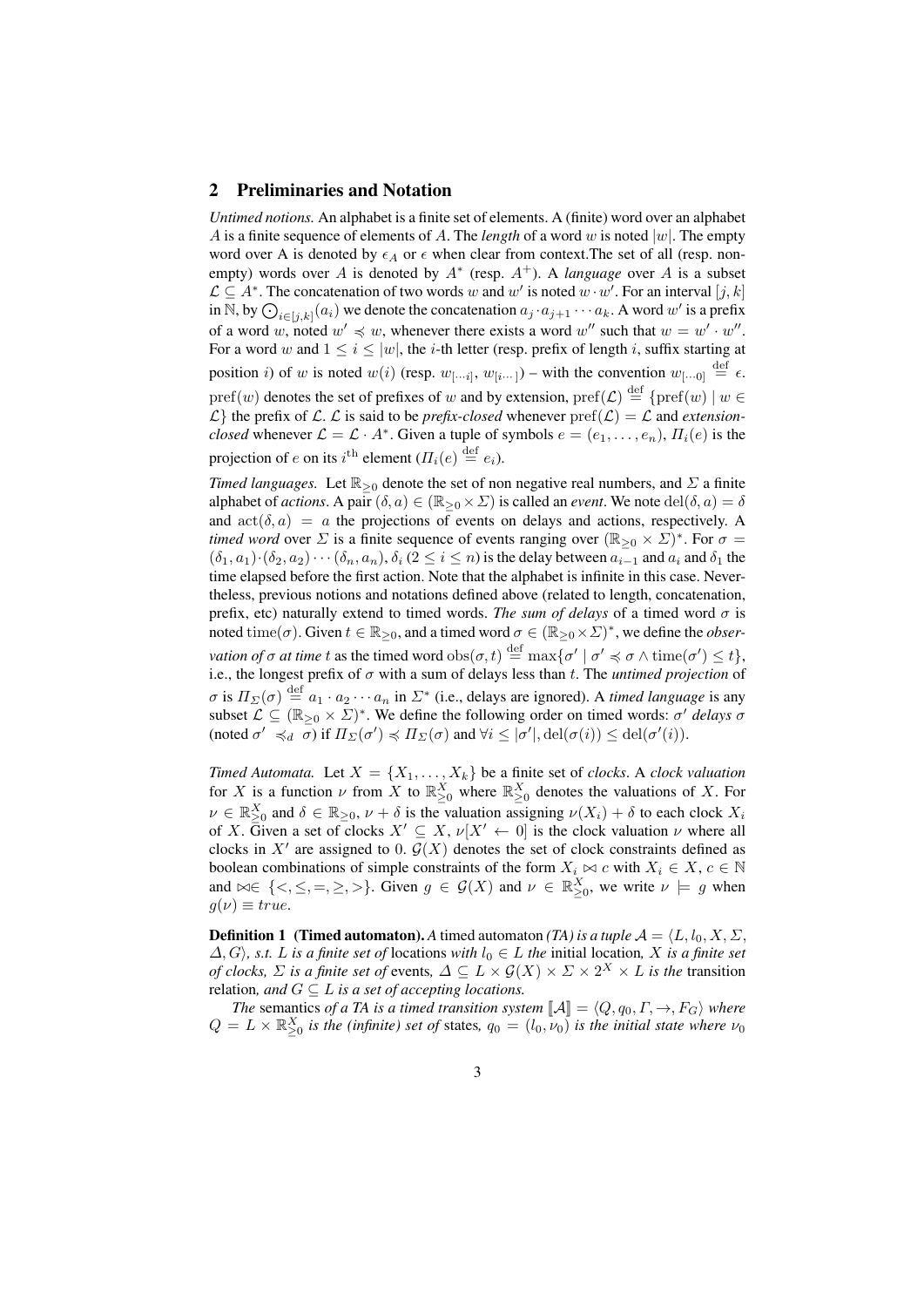## 2 Preliminaries and Notation

*Untimed notions.* An alphabet is a finite set of elements. A (finite) word over an alphabet $A$ is a finite sequence of elements of $A$. The *length* of a word $w$ is noted $|w|$. The empty word over A is denoted by $\epsilon_A$ or $\epsilon$ when clear from context.The set of all (resp. non-empty) words over $A$ is denoted by $A^*$ (resp. $A^+$). A *language* over $A$ is a subset $\mathcal{L} \subseteq A^*$. The concatenation of two words $w$ and $w'$ is noted $w \cdot w'$. For an interval $[j,k]$ in $\mathbb{N}$, by $\bigodot_{i \in [j,k]}(a_i)$ we denote the concatenation $a_j \cdot a_{j+1} \cdots a_k$. A word $w'$ is a prefix of a word $w$, noted $w' \preccurlyeq w$, whenever there exists a word $w''$ such that $w = w' \cdot w''$. For a word $w$ and $1 \leq i \leq |w|$, the $i$-th letter (resp. prefix of length $i$, suffix starting at position $i$) of $w$ is noted $w(i)$ (resp. $w_{[\cdots i]}$, $w_{[i \cdots]}$) – with the convention $w_{[\cdots 0]} \stackrel{\text{def}}{=} \epsilon$. $\text{pref}(w)$ denotes the set of prefixes of $w$ and by extension, $\text{pref}(\mathcal{L}) \stackrel{\text{def}}{=} \{\text{pref}(w) \mid w \in \mathcal{L}\}$ the prefix of $\mathcal{L}$. $\mathcal{L}$ is said to be *prefix-closed* whenever $\text{pref}(\mathcal{L}) = \mathcal{L}$ and *extension-closed* whenever $\mathcal{L} = \mathcal{L} \cdot A^*$. Given a tuple of symbols $e = (e_1, \ldots, e_n)$, $\Pi_i(e)$ is the projection of $e$ on its $i^{\text{th}}$ element ($\Pi_i(e) \stackrel{\text{def}}{=} e_i$).

*Timed languages.* Let $\mathbb{R}_{\geq 0}$ denote the set of non negative real numbers, and $\Sigma$ a finite alphabet of *actions*. A pair $(\delta, a) \in (\mathbb{R}_{\geq 0} \times \Sigma)$ is called an *event*. We note $\text{del}(\delta, a) = \delta$ and $\text{act}(\delta, a) = a$ the projections of events on delays and actions, respectively. A *timed word* over $\Sigma$ is a finite sequence of events ranging over $(\mathbb{R}_{\geq 0} \times \Sigma)^*$. For $\sigma = (\delta_1, a_1) \cdot (\delta_2, a_2) \cdots (\delta_n, a_n)$, $\delta_i$ ($2 \leq i \leq n$) is the delay between $a_{i-1}$ and $a_i$ and $\delta_1$ the time elapsed before the first action. Note that the alphabet is infinite in this case. Nevertheless, previous notions and notations defined above (related to length, concatenation, prefix, etc) naturally extend to timed words. *The sum of delays* of a timed word $\sigma$ is noted $\text{time}(\sigma)$. Given $t \in \mathbb{R}_{\geq 0}$, and a timed word $\sigma \in (\mathbb{R}_{\geq 0} \times \Sigma)^*$, we define the *observation of $\sigma$ at time $t$* as the timed word $\text{obs}(\sigma, t) \stackrel{\text{def}}{=} \max\{\sigma' \mid \sigma' \preccurlyeq \sigma \wedge \text{time}(\sigma') \leq t\}$, i.e., the longest prefix of $\sigma$ with a sum of delays less than $t$. The *untimed projection* of $\sigma$ is $\Pi_\Sigma(\sigma) \stackrel{\text{def}}{=} a_1 \cdot a_2 \cdots a_n$ in $\Sigma^*$ (i.e., delays are ignored). A *timed language* is any subset $\mathcal{L} \subseteq (\mathbb{R}_{\geq 0} \times \Sigma)^*$. We define the following order on timed words: $\sigma'$ *delays* $\sigma$ (noted $\sigma' \preccurlyeq_d \sigma$) if $\Pi_\Sigma(\sigma') \preccurlyeq \Pi_\Sigma(\sigma)$ and $\forall i \leq |\sigma'|, \text{del}(\sigma(i)) \leq \text{del}(\sigma'(i))$.

*Timed Automata.* Let $X = \{X_1, \ldots, X_k\}$ be a finite set of *clocks*. A *clock valuation* for $X$ is a function $\nu$ from $X$ to $\mathbb{R}_{\geq 0}^X$ where $\mathbb{R}_{\geq 0}^X$ denotes the valuations of $X$. For $\nu \in \mathbb{R}_{\geq 0}^X$ and $\delta \in \mathbb{R}_{\geq 0}$, $\nu + \delta$ is the valuation assigning $\nu(X_i) + \delta$ to each clock $X_i$ of $X$. Given a set of clocks $X' \subseteq X$, $\nu[X' \leftarrow 0]$ is the clock valuation $\nu$ where all clocks in $X'$ are assigned to 0. $\mathcal{G}(X)$ denotes the set of clock constraints defined as boolean combinations of simple constraints of the form $X_i \bowtie c$ with $X_i \in X$, $c \in \mathbb{N}$ and $\bowtie \in \{<, \leq, =, \geq, >\}$. Given $g \in \mathcal{G}(X)$ and $\nu \in \mathbb{R}_{\geq 0}^X$, we write $\nu \models g$ when $g(\nu) \equiv true$.

**Definition 1 (Timed automaton).** *A timed automaton (TA) is a tuple $\mathcal{A} = \langle L, l_0, X, \Sigma, \Delta, G \rangle$, s.t. $L$ is a finite set of* locations *with $l_0 \in L$ the* initial location*, $X$ is a finite set of clocks, $\Sigma$ is a finite set of* events*, $\Delta \subseteq L \times \mathcal{G}(X) \times \Sigma \times 2^X \times L$ is the* transition relation*, and $G \subseteq L$ is a set of accepting locations.*

*The* semantics *of a TA is a timed transition system $[\![\mathcal{A}]\!] = \langle Q, q_0, \Gamma, \rightarrow, F_G \rangle$ where $Q = L \times \mathbb{R}_{\geq 0}^X$ is the (infinite) set of* states*, $q_0 = (l_0, \nu_0)$ is the initial state where $\nu_0$*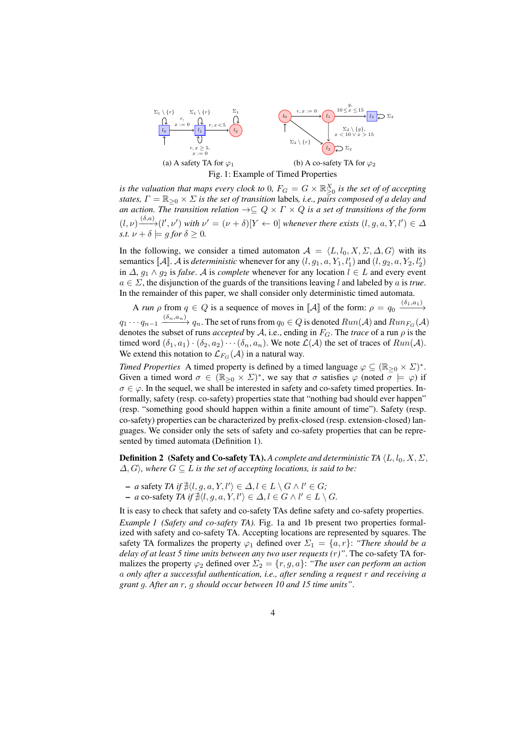(a) A safety TA for $\varphi_1$

(b) A co-safety TA for $\varphi_2$

Fig. 1: Example of Timed Properties

*is the valuation that maps every clock to 0, $F_G = G \times \mathbb{R}^X_{\geq 0}$ is the set of of accepting states, $\Gamma = \mathbb{R}_{\geq 0} \times \Sigma$ is the set of transition* labels*, i.e., pairs composed of a delay and an action. The transition relation $\rightarrow \subseteq Q \times \Gamma \times Q$ is a set of transitions of the form $(l, \nu) \xrightarrow{(\delta,a)} (l', \nu')$ with $\nu' = (\nu + \delta)[Y \leftarrow 0]$ whenever there exists $(l, g, a, Y, l') \in \Delta$ s.t. $\nu + \delta \models g$ for $\delta \geq 0$.*

In the following, we consider a timed automaton $\mathcal{A} = \langle L, l_0, X, \Sigma, \Delta, G\rangle$ with its semantics $[\![\mathcal{A}]\!]$. $\mathcal{A}$ is *deterministic* whenever for any $(l, g_1, a, Y_1, l'_1)$ and $(l, g_2, a, Y_2, l'_2)$ in $\Delta$, $g_1 \wedge g_2$ is *false*. $\mathcal{A}$ is *complete* whenever for any location $l \in L$ and every event $a \in \Sigma$, the disjunction of the guards of the transitions leaving $l$ and labeled by $a$ is *true*. In the remainder of this paper, we shall consider only deterministic timed automata.

A *run* $\rho$ from $q \in Q$ is a sequence of moves in $[\![\mathcal{A}]\!]$ of the form: $\rho = q_0 \xrightarrow{(\delta_1,a_1)} q_1 \cdots q_{n-1} \xrightarrow{(\delta_n,a_n)} q_n$. The set of runs from $q_0 \in Q$ is denoted $Run(\mathcal{A})$ and $Run_{F_G}(\mathcal{A})$ denotes the subset of runs *accepted* by $\mathcal{A}$, i.e., ending in $F_G$. The *trace* of a run $\rho$ is the timed word $(\delta_1, a_1) \cdot (\delta_2, a_2) \cdots (\delta_n, a_n)$. We note $\mathcal{L}(\mathcal{A})$ the set of traces of $Run(\mathcal{A})$. We extend this notation to $\mathcal{L}_{F_G}(\mathcal{A})$ in a natural way.

*Timed Properties* A timed property is defined by a timed language $\varphi \subseteq (\mathbb{R}_{\geq 0} \times \Sigma)^*$. Given a timed word $\sigma \in (\mathbb{R}_{\geq 0} \times \Sigma)^*$, we say that $\sigma$ satisfies $\varphi$ (noted $\sigma \models \varphi$) if $\sigma \in \varphi$. In the sequel, we shall be interested in safety and co-safety timed properties. Informally, safety (resp. co-safety) properties state that "nothing bad should ever happen" (resp. "something good should happen within a finite amount of time"). Safety (resp. co-safety) properties can be characterized by prefix-closed (resp. extension-closed) languages. We consider only the sets of safety and co-safety properties that can be represented by timed automata (Definition 1).

**Definition 2 (Safety and Co-safety TA).** *A complete and deterministic TA $\langle L, l_0, X, \Sigma, \Delta, G\rangle$, where $G \subseteq L$ is the set of accepting locations, is said to be:*

- *a* safety *TA if $\nexists \langle l, g, a, Y, l'\rangle \in \Delta, l \in L \setminus G \wedge l' \in G$;*
- *a* co-safety *TA if $\nexists \langle l, g, a, Y, l'\rangle \in \Delta, l \in G \wedge l' \in L \setminus G$.*

It is easy to check that safety and co-safety TAs define safety and co-safety properties.

*Example 1 (Safety and co-safety TA).* Fig. 1a and 1b present two properties formalized with safety and co-safety TA. Accepting locations are represented by squares. The safety TA formalizes the property $\varphi_1$ defined over $\Sigma_1 = \{a, r\}$: *"There should be a delay of at least 5 time units between any two user requests (r)"*. The co-safety TA formalizes the property $\varphi_2$ defined over $\Sigma_2 = \{r, g, a\}$: *"The user can perform an action a only after a successful authentication, i.e., after sending a request r and receiving a grant g. After an r, g should occur between 10 and 15 time units"*.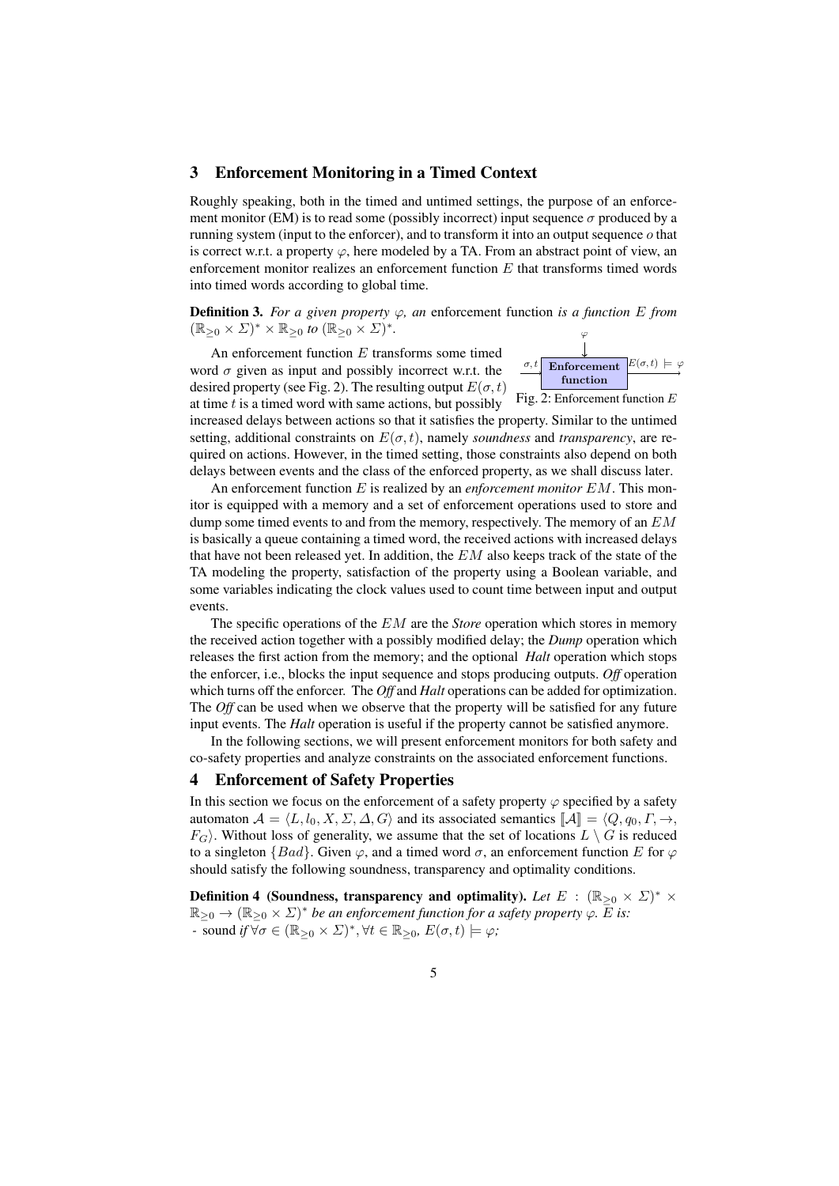## 3 Enforcement Monitoring in a Timed Context

Roughly speaking, both in the timed and untimed settings, the purpose of an enforcement monitor (EM) is to read some (possibly incorrect) input sequence $\sigma$ produced by a running system (input to the enforcer), and to transform it into an output sequence $o$ that is correct w.r.t. a property $\varphi$, here modeled by a TA. From an abstract point of view, an enforcement monitor realizes an enforcement function $E$ that transforms timed words into timed words according to global time.

**Definition 3.** *For a given property $\varphi$, an* enforcement function *is a function $E$ from $(\mathbb{R}_{\geq 0} \times \Sigma)^* \times \mathbb{R}_{\geq 0}$ to $(\mathbb{R}_{\geq 0} \times \Sigma)^*$.*

An enforcement function $E$ transforms some timed word $\sigma$ given as input and possibly incorrect w.r.t. the desired property (see Fig. 2). The resulting output $E(\sigma, t)$ at time $t$ is a timed word with same actions, but possibly increased delays between actions so that it satisfies the property. Similar to the untimed setting, additional constraints on $E(\sigma, t)$, namely *soundness* and *transparency*, are required on actions. However, in the timed setting, those constraints also depend on both delays between events and the class of the enforced property, as we shall discuss later.

$\varphi$

$\sigma, t$ **Enforcement function** $E(\sigma, t) \models \varphi$

Fig. 2: Enforcement function $E$

An enforcement function $E$ is realized by an *enforcement monitor* $EM$. This monitor is equipped with a memory and a set of enforcement operations used to store and dump some timed events to and from the memory, respectively. The memory of an $EM$ is basically a queue containing a timed word, the received actions with increased delays that have not been released yet. In addition, the $EM$ also keeps track of the state of the TA modeling the property, satisfaction of the property using a Boolean variable, and some variables indicating the clock values used to count time between input and output events.

The specific operations of the $EM$ are the *Store* operation which stores in memory the received action together with a possibly modified delay; the *Dump* operation which releases the first action from the memory; and the optional *Halt* operation which stops the enforcer, i.e., blocks the input sequence and stops producing outputs. *Off* operation which turns off the enforcer. The *Off* and *Halt* operations can be added for optimization. The *Off* can be used when we observe that the property will be satisfied for any future input events. The *Halt* operation is useful if the property cannot be satisfied anymore.

In the following sections, we will present enforcement monitors for both safety and co-safety properties and analyze constraints on the associated enforcement functions.

## 4 Enforcement of Safety Properties

In this section we focus on the enforcement of a safety property $\varphi$ specified by a safety automaton $\mathcal{A} = \langle L, l_0, X, \Sigma, \Delta, G \rangle$ and its associated semantics $[\![\mathcal{A}]\!] = \langle Q, q_0, \Gamma, \rightarrow, F_G \rangle$. Without loss of generality, we assume that the set of locations $L \setminus G$ is reduced to a singleton $\{Bad\}$. Given $\varphi$, and a timed word $\sigma$, an enforcement function $E$ for $\varphi$ should satisfy the following soundness, transparency and optimality conditions.

**Definition 4 (Soundness, transparency and optimality).** *Let $E : (\mathbb{R}_{\geq 0} \times \Sigma)^* \times \mathbb{R}_{\geq 0} \rightarrow (\mathbb{R}_{\geq 0} \times \Sigma)^*$ be an enforcement function for a safety property $\varphi$. $E$ is:*

- sound *if $\forall \sigma \in (\mathbb{R}_{\geq 0} \times \Sigma)^*, \forall t \in \mathbb{R}_{\geq 0}$, $E(\sigma, t) \models \varphi$;*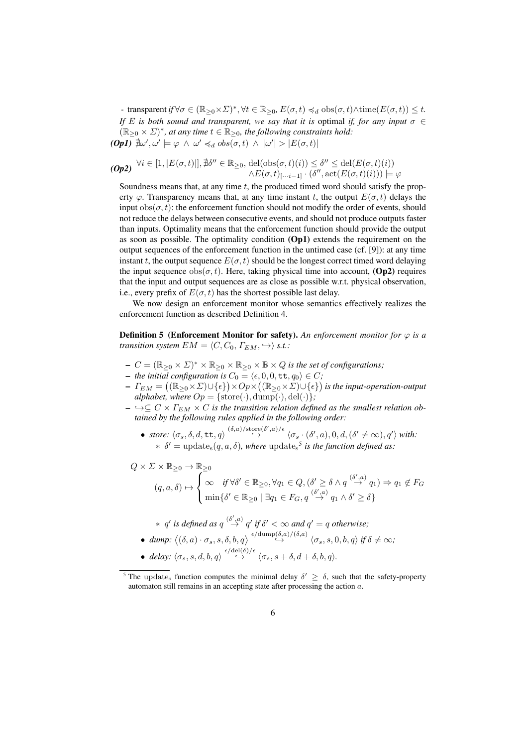- transparent *if* $\forall\sigma \in (\mathbb{R}_{\geq 0}\times\Sigma)^*, \forall t \in \mathbb{R}_{\geq 0}$, $E(\sigma,t) \preccurlyeq_d \mathrm{obs}(\sigma,t) \wedge \mathrm{time}(E(\sigma,t)) \leq t$.

*If $E$ is both sound and transparent, we say that it is* optimal *if, for any input $\sigma \in (\mathbb{R}_{\geq 0}\times\Sigma)^*$, at any time $t \in \mathbb{R}_{\geq 0}$, the following constraints hold:*

***(Op1)*** $\nexists \omega', \omega' \models \varphi \;\wedge\; \omega' \preccurlyeq_d obs(\sigma,t) \;\wedge\; |\omega'| > |E(\sigma,t)|$

***(Op2)*** $\forall i \in [1, |E(\sigma,t)|], \nexists \delta'' \in \mathbb{R}_{\geq 0}, \mathrm{del}(\mathrm{obs}(\sigma,t)(i)) \leq \delta'' \leq \mathrm{del}(E(\sigma,t)(i)) \wedge E(\sigma,t)_{[\cdots i-1]} \cdot (\delta'', \mathrm{act}(E(\sigma,t)(i))) \models \varphi$

Soundness means that, at any time $t$, the produced timed word should satisfy the property $\varphi$. Transparency means that, at any time instant $t$, the output $E(\sigma,t)$ delays the input $\mathrm{obs}(\sigma,t)$: the enforcement function should not modify the order of events, should not reduce the delays between consecutive events, and should not produce outputs faster than inputs. Optimality means that the enforcement function should provide the output as soon as possible. The optimality condition **(Op1)** extends the requirement on the output sequences of the enforcement function in the untimed case (cf. [9]): at any time instant $t$, the output sequence $E(\sigma,t)$ should be the longest correct timed word delaying the input sequence $\mathrm{obs}(\sigma,t)$. Here, taking physical time into account, **(Op2)** requires that the input and output sequences are as close as possible w.r.t. physical observation, i.e., every prefix of $E(\sigma,t)$ has the shortest possible last delay.

We now design an enforcement monitor whose semantics effectively realizes the enforcement function as described Definition 4.

**Definition 5 (Enforcement Monitor for safety).** *An enforcement monitor for $\varphi$ is a transition system $EM = \langle C, C_0, \Gamma_{EM}, \hookrightarrow\rangle$ s.t.:*

- *$C = (\mathbb{R}_{\geq 0}\times\Sigma)^* \times \mathbb{R}_{\geq 0} \times \mathbb{R}_{\geq 0} \times \mathbb{B} \times Q$ is the set of configurations;*
- *the initial configuration is $C_0 = \langle \epsilon, 0, 0, \mathtt{tt}, q_0\rangle \in C$;*
- *$\Gamma_{EM} = \big((\mathbb{R}_{\geq 0}\times\Sigma)\cup\{\epsilon\}\big)\times Op \times \big((\mathbb{R}_{\geq 0}\times\Sigma)\cup\{\epsilon\}\big)$ is the input-operation-output alphabet, where $Op = \{\mathrm{store}(\cdot), \mathrm{dump}(\cdot), \mathrm{del}(\cdot)\}$;*
- *$\hookrightarrow \subseteq C \times \Gamma_{EM} \times C$ is the transition relation defined as the smallest relation obtained by the following rules applied in the following order:*
  - *store:* $\langle \sigma_s, \delta, d, \mathtt{tt}, q\rangle \overset{(\delta,a)/\mathrm{store}(\delta',a)/\epsilon}{\hookrightarrow} \langle \sigma_s\cdot(\delta',a), 0, d, (\delta' \neq \infty), q'\rangle$ *with:*
    - *$\delta' = \mathrm{update_s}(q,a,\delta)$, where $\mathrm{update_s}$[5] is the function defined as:*

$$Q \times \Sigma \times \mathbb{R}_{\geq 0} \to \mathbb{R}_{\geq 0}$$

$$(q,a,\delta) \mapsto \begin{cases} \infty & \text{if } \forall \delta' \in \mathbb{R}_{\geq 0}, \forall q_1 \in Q, (\delta' \geq \delta \wedge q \overset{(\delta',a)}{\to} q_1) \Rightarrow q_1 \notin F_G \\ \min\{\delta' \in \mathbb{R}_{\geq 0} \mid \exists q_1 \in F_G, q \overset{(\delta',a)}{\to} q_1 \wedge \delta' \geq \delta\} & \end{cases}$$

    - *$q'$ is defined as $q \overset{(\delta',a)}{\to} q'$ if $\delta' < \infty$ and $q' = q$ otherwise;*
  - *dump:* $\langle (\delta,a)\cdot\sigma_s, s, \delta, b, q\rangle \overset{\epsilon/\mathrm{dump}(\delta,a)/(\delta,a)}{\hookrightarrow} \langle \sigma_s, s, 0, b, q\rangle$ *if $\delta \neq \infty$;*
  - *delay:* $\langle \sigma_s, s, d, b, q\rangle \overset{\epsilon/\mathrm{del}(\delta)/\epsilon}{\hookrightarrow} \langle \sigma_s, s+\delta, d+\delta, b, q\rangle$.

[5] The $\mathrm{update_s}$ function computes the minimal delay $\delta' \geq \delta$, such that the safety-property automaton still remains in an accepting state after processing the action $a$.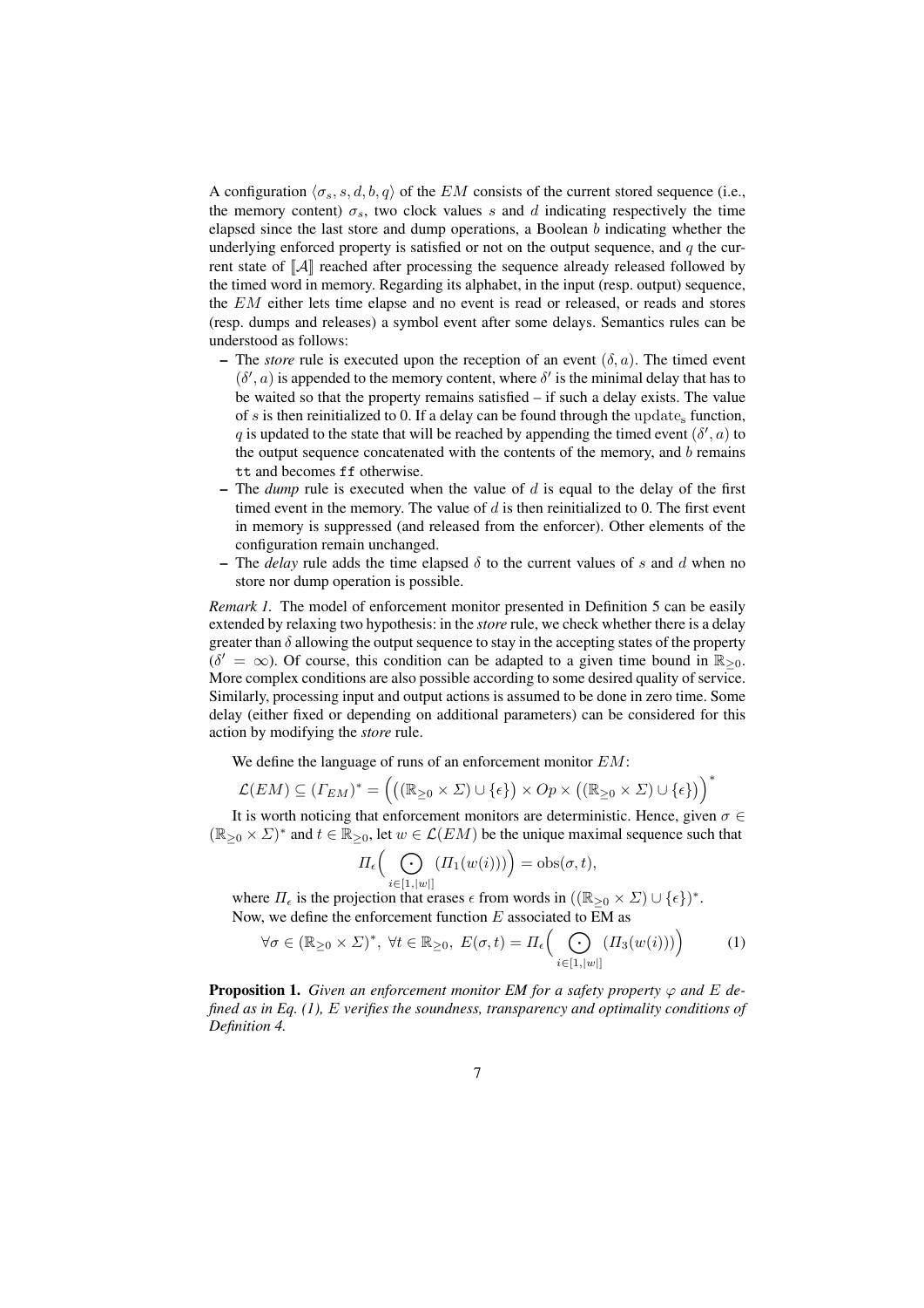A configuration $\langle \sigma_s, s, d, b, q \rangle$ of the $EM$ consists of the current stored sequence (i.e., the memory content) $\sigma_s$, two clock values $s$ and $d$ indicating respectively the time elapsed since the last store and dump operations, a Boolean $b$ indicating whether the underlying enforced property is satisfied or not on the output sequence, and $q$ the current state of $[\![\mathcal{A}]\!]$ reached after processing the sequence already released followed by the timed word in memory. Regarding its alphabet, in the input (resp. output) sequence, the $EM$ either lets time elapse and no event is read or released, or reads and stores (resp. dumps and releases) a symbol event after some delays. Semantics rules can be understood as follows:

- The *store* rule is executed upon the reception of an event $(\delta, a)$. The timed event $(\delta', a)$ is appended to the memory content, where $\delta'$ is the minimal delay that has to be waited so that the property remains satisfied – if such a delay exists. The value of $s$ is then reinitialized to 0. If a delay can be found through the $\mathrm{update_s}$ function, $q$ is updated to the state that will be reached by appending the timed event $(\delta', a)$ to the output sequence concatenated with the contents of the memory, and $b$ remains `tt` and becomes `ff` otherwise.
- The *dump* rule is executed when the value of $d$ is equal to the delay of the first timed event in the memory. The value of $d$ is then reinitialized to 0. The first event in memory is suppressed (and released from the enforcer). Other elements of the configuration remain unchanged.
- The *delay* rule adds the time elapsed $\delta$ to the current values of $s$ and $d$ when no store nor dump operation is possible.

*Remark 1.* The model of enforcement monitor presented in Definition 5 can be easily extended by relaxing two hypothesis: in the *store* rule, we check whether there is a delay greater than $\delta$ allowing the output sequence to stay in the accepting states of the property ($\delta' = \infty$). Of course, this condition can be adapted to a given time bound in $\mathbb{R}_{\geq 0}$. More complex conditions are also possible according to some desired quality of service. Similarly, processing input and output actions is assumed to be done in zero time. Some delay (either fixed or depending on additional parameters) can be considered for this action by modifying the *store* rule.

We define the language of runs of an enforcement monitor $EM$:

$$\mathcal{L}(EM) \subseteq (\Gamma_{EM})^* = \Big(\big((\mathbb{R}_{\geq 0} \times \Sigma) \cup \{\epsilon\}\big) \times Op \times \big((\mathbb{R}_{\geq 0} \times \Sigma) \cup \{\epsilon\}\big)\Big)^*$$

It is worth noticing that enforcement monitors are deterministic. Hence, given $\sigma \in (\mathbb{R}_{\geq 0} \times \Sigma)^*$ and $t \in \mathbb{R}_{\geq 0}$, let $w \in \mathcal{L}(EM)$ be the unique maximal sequence such that

$$\Pi_\epsilon\Big( \bigodot_{i \in [1, |w|]} (\Pi_1(w(i))) \Big) = \mathrm{obs}(\sigma, t),$$

where $\Pi_\epsilon$ is the projection that erases $\epsilon$ from words in $((\mathbb{R}_{\geq 0} \times \Sigma) \cup \{\epsilon\})^*$.
Now, we define the enforcement function $E$ associated to EM as

$$\forall \sigma \in (\mathbb{R}_{\geq 0} \times \Sigma)^*,\ \forall t \in \mathbb{R}_{\geq 0},\ E(\sigma, t) = \Pi_\epsilon\Big( \bigodot_{i \in [1, |w|]} (\Pi_3(w(i))) \Big) \tag{1}$$

**Proposition 1.** *Given an enforcement monitor EM for a safety property $\varphi$ and $E$ defined as in Eq. (1), $E$ verifies the soundness, transparency and optimality conditions of Definition 4.*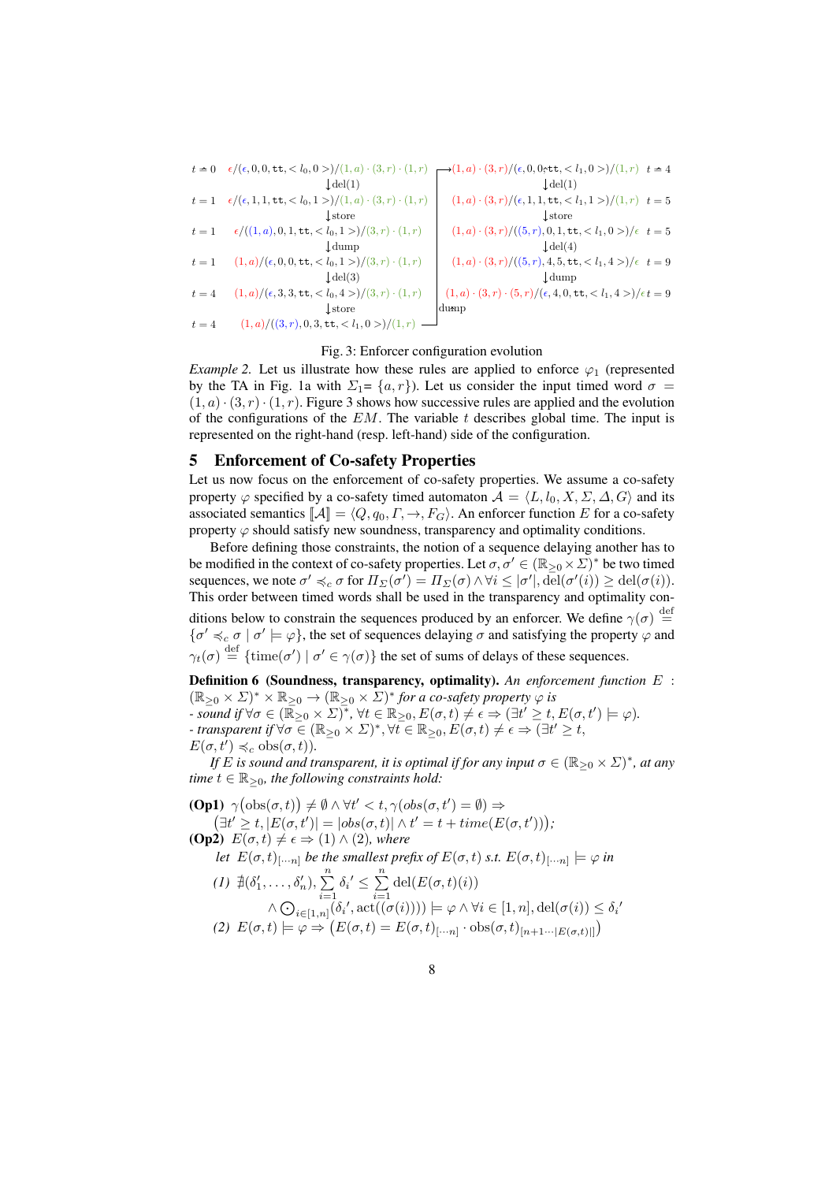$$
\begin{array}{llll}
t=0 & \epsilon/(\epsilon,0,0,\mathtt{tt},<l_0,0>)/(1,a)\cdot(3,r)\cdot(1,r) & (1,a)\cdot(3,r)/(\epsilon,0,0,\mathtt{tt},<l_1,0>)/(1,r) & t=4\\
 & \downarrow\mathrm{del}(1) & \downarrow\mathrm{del}(1) & \\
t=1 & \epsilon/(\epsilon,1,1,\mathtt{tt},<l_0,1>)/(1,a)\cdot(3,r)\cdot(1,r) & (1,a)\cdot(3,r)/(\epsilon,1,1,\mathtt{tt},<l_1,1>)/(1,r) & t=5\\
 & \downarrow\mathrm{store} & \downarrow\mathrm{store} & \\
t=1 & \epsilon/((1,a),0,1,\mathtt{tt},<l_0,1>)/(3,r)\cdot(1,r) & (1,a)\cdot(3,r)/((5,r),0,1,\mathtt{tt},<l_1,0>)/\epsilon & t=5\\
 & \downarrow\mathrm{dump} & \downarrow\mathrm{del}(4) & \\
t=1 & (1,a)/(\epsilon,0,0,\mathtt{tt},<l_0,1>)/(3,r)\cdot(1,r) & (1,a)\cdot(3,r)/((5,r),4,5,\mathtt{tt},<l_1,4>)/\epsilon & t=9\\
 & \downarrow\mathrm{del}(3) & \downarrow\mathrm{dump} & \\
t=4 & (1,a)/(\epsilon,3,3,\mathtt{tt},<l_0,4>)/(3,r)\cdot(1,r) & (1,a)\cdot(3,r)\cdot(5,r)/(\epsilon,4,0,\mathtt{tt},<l_1,4>)/\epsilon & t=9\\
 & \downarrow\mathrm{store} & \mathrm{dump} & \\
t=4 & (1,a)/((3,r),0,3,\mathtt{tt},<l_1,0>)/(1,r) & & 
\end{array}
$$

Fig. 3: Enforcer configuration evolution

*Example 2.* Let us illustrate how these rules are applied to enforce $\varphi_1$ (represented by the TA in Fig. 1a with $\Sigma_1 = \{a, r\}$). Let us consider the input timed word $\sigma = (1,a)\cdot(3,r)\cdot(1,r)$. Figure 3 shows how successive rules are applied and the evolution of the configurations of the $EM$. The variable $t$ describes global time. The input is represented on the right-hand (resp. left-hand) side of the configuration.

## 5 Enforcement of Co-safety Properties

Let us now focus on the enforcement of co-safety properties. We assume a co-safety property $\varphi$ specified by a co-safety timed automaton $\mathcal{A} = \langle L, l_0, X, \Sigma, \Delta, G\rangle$ and its associated semantics $[\![\mathcal{A}]\!] = \langle Q, q_0, \Gamma, \rightarrow, F_G\rangle$. An enforcer function $E$ for a co-safety property $\varphi$ should satisfy new soundness, transparency and optimality conditions.

Before defining those constraints, the notion of a sequence delaying another has to be modified in the context of co-safety properties. Let $\sigma, \sigma' \in (\mathbb{R}_{\geq 0}\times\Sigma)^*$ be two timed sequences, we note $\sigma' \preccurlyeq_c \sigma$ for $\Pi_\Sigma(\sigma') = \Pi_\Sigma(\sigma) \wedge \forall i \leq |\sigma'|, \mathrm{del}(\sigma'(i)) \geq \mathrm{del}(\sigma(i))$. This order between timed words shall be used in the transparency and optimality conditions below to constrain the sequences produced by an enforcer. We define $\gamma(\sigma) \stackrel{\mathrm{def}}{=} \{\sigma' \preccurlyeq_c \sigma \mid \sigma' \models \varphi\}$, the set of sequences delaying $\sigma$ and satisfying the property $\varphi$ and $\gamma_t(\sigma) \stackrel{\mathrm{def}}{=} \{\mathrm{time}(\sigma') \mid \sigma' \in \gamma(\sigma)\}$ the set of sums of delays of these sequences.

**Definition 6 (Soundness, transparency, optimality).** *An enforcement function $E : (\mathbb{R}_{\geq 0}\times\Sigma)^* \times \mathbb{R}_{\geq 0} \rightarrow (\mathbb{R}_{\geq 0}\times\Sigma)^*$ for a co-safety property $\varphi$ is*
*- sound if $\forall \sigma \in (\mathbb{R}_{\geq 0}\times\Sigma)^*, \forall t \in \mathbb{R}_{\geq 0}, E(\sigma,t) \neq \epsilon \Rightarrow (\exists t' \geq t, E(\sigma,t') \models \varphi)$.*
*- transparent if $\forall \sigma \in (\mathbb{R}_{\geq 0}\times\Sigma)^*, \forall t \in \mathbb{R}_{\geq 0}, E(\sigma,t) \neq \epsilon \Rightarrow (\exists t' \geq t,$ $E(\sigma,t') \preccurlyeq_c \mathrm{obs}(\sigma,t))$.*

*If $E$ is sound and transparent, it is optimal if for any input $\sigma \in (\mathbb{R}_{\geq 0}\times\Sigma)^*$, at any time $t \in \mathbb{R}_{\geq 0}$, the following constraints hold:*

**(Op1)** $\gamma\big(\mathrm{obs}(\sigma,t)\big) \neq \emptyset \wedge \forall t' < t, \gamma(obs(\sigma,t') = \emptyset) \Rightarrow$
$\big(\exists t' \geq t, |E(\sigma,t')| = |obs(\sigma,t)| \wedge t' = t + time(E(\sigma,t'))\big)$;

**(Op2)** $E(\sigma,t) \neq \epsilon \Rightarrow (1) \wedge (2)$, *where*

*let* $E(\sigma,t)_{[\cdots n]}$ *be the smallest prefix of* $E(\sigma,t)$ *s.t.* $E(\sigma,t)_{[\cdots n]} \models \varphi$ *in*

*(1)* $\nexists(\delta_1', \ldots, \delta_n'), \sum_{i=1}^{n}\delta_i' \leq \sum_{i=1}^{n}\mathrm{del}(E(\sigma,t)(i))$
$\wedge \bigodot_{i\in[1,n]}(\delta_i', \mathrm{act}((\sigma(i)))) \models \varphi \wedge \forall i \in [1,n], \mathrm{del}(\sigma(i)) \leq \delta_i'$

*(2)* $E(\sigma,t) \models \varphi \Rightarrow \big(E(\sigma,t) = E(\sigma,t)_{[\cdots n]} \cdot \mathrm{obs}(\sigma,t)_{[n+1\cdots|E(\sigma,t)|]}\big)$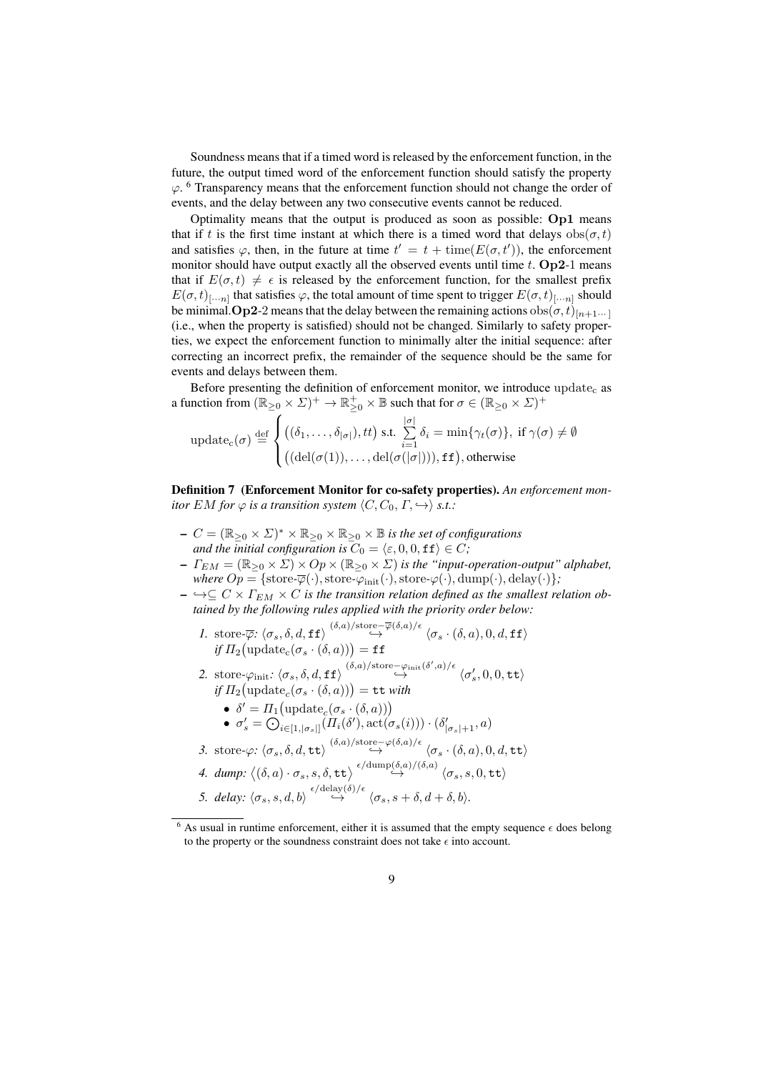Soundness means that if a timed word is released by the enforcement function, in the future, the output timed word of the enforcement function should satisfy the property $\varphi$. [6] Transparency means that the enforcement function should not change the order of events, and the delay between any two consecutive events cannot be reduced.

Optimality means that the output is produced as soon as possible: **Op1** means that if $t$ is the first time instant at which there is a timed word that delays $\mathrm{obs}(\sigma, t)$ and satisfies $\varphi$, then, in the future at time $t' = t + \mathrm{time}(E(\sigma, t'))$, the enforcement monitor should have output exactly all the observed events until time $t$. **Op2**-1 means that if $E(\sigma, t) \neq \epsilon$ is released by the enforcement function, for the smallest prefix $E(\sigma,t)_{[\cdots n]}$ that satisfies $\varphi$, the total amount of time spent to trigger $E(\sigma,t)_{[\cdots n]}$ should be minimal. **Op2**-2 means that the delay between the remaining actions $\mathrm{obs}(\sigma,t)_{[n+1\cdots]}$ (i.e., when the property is satisfied) should not be changed. Similarly to safety properties, we expect the enforcement function to minimally alter the initial sequence: after correcting an incorrect prefix, the remainder of the sequence should be the same for events and delays between them.

Before presenting the definition of enforcement monitor, we introduce $\mathrm{update_c}$ as a function from $(\mathbb{R}_{\geq 0} \times \Sigma)^+ \rightarrow \mathbb{R}^+_{\geq 0} \times \mathbb{B}$ such that for $\sigma \in (\mathbb{R}_{\geq 0} \times \Sigma)^+$

$$\mathrm{update_c}(\sigma) \stackrel{\mathrm{def}}{=} \begin{cases} \big((\delta_1, \ldots, \delta_{|\sigma|}), tt\big) \text{ s.t. } \sum_{i=1}^{|\sigma|} \delta_i = \min\{\gamma_t(\sigma)\}, \text{ if } \gamma(\sigma) \neq \emptyset \\ \big((\mathrm{del}(\sigma(1)), \ldots, \mathrm{del}(\sigma(|\sigma|))), \mathtt{ff}\big), \text{otherwise} \end{cases}$$

**Definition 7 (Enforcement Monitor for co-safety properties).** *An enforcement monitor $EM$ for $\varphi$ is a transition system $\langle C, C_0, \Gamma, \hookrightarrow \rangle$ s.t.:*

- $C = (\mathbb{R}_{\geq 0} \times \Sigma)^* \times \mathbb{R}_{\geq 0} \times \mathbb{R}_{\geq 0} \times \mathbb{B}$ *is the set of configurations and the initial configuration is* $C_0 = \langle \varepsilon, 0, 0, \mathtt{ff} \rangle \in C$*;*
- $\Gamma_{EM} = (\mathbb{R}_{\geq 0} \times \Sigma) \times Op \times (\mathbb{R}_{\geq 0} \times \Sigma)$ *is the "input-operation-output" alphabet, where* $Op = \{\text{store-}\overline{\varphi}(\cdot), \text{store-}\varphi_{\mathrm{init}}(\cdot), \text{store-}\varphi(\cdot), \mathrm{dump}(\cdot), \mathrm{delay}(\cdot)\}$*;*
- $\hookrightarrow \subseteq C \times \Gamma_{EM} \times C$ *is the transition relation defined as the smallest relation obtained by the following rules applied with the priority order below:*
  1. store-$\overline{\varphi}$: $\langle \sigma_s, \delta, d, \mathtt{ff} \rangle \overset{(\delta,a)/\text{store-}\overline{\varphi}(\delta,a)/\epsilon}{\hookrightarrow} \langle \sigma_s \cdot (\delta, a), 0, d, \mathtt{ff} \rangle$ *if* $\Pi_2\big(\mathrm{update_c}(\sigma_s \cdot (\delta, a))\big) = \mathtt{ff}$
  2. store-$\varphi_{\mathrm{init}}$: $\langle \sigma_s, \delta, d, \mathtt{ff} \rangle \overset{(\delta,a)/\text{store-}\varphi_{\mathrm{init}}(\delta',a)/\epsilon}{\hookrightarrow} \langle \sigma'_s, 0, 0, \mathtt{tt} \rangle$ *if* $\Pi_2\big(\mathrm{update}_c(\sigma_s \cdot (\delta, a))\big) = \mathtt{tt}$ *with*
     - $\delta' = \Pi_1\big(\mathrm{update}_c(\sigma_s \cdot (\delta, a))\big)$
     - $\sigma'_s = \bigodot_{i \in [1, |\sigma_s|]} (\Pi_i(\delta'), \mathrm{act}(\sigma_s(i))) \cdot (\delta'_{|\sigma_s|+1}, a)$
  3. store-$\varphi$: $\langle \sigma_s, \delta, d, \mathtt{tt} \rangle \overset{(\delta,a)/\text{store-}\varphi(\delta,a)/\epsilon}{\hookrightarrow} \langle \sigma_s \cdot (\delta, a), 0, d, \mathtt{tt} \rangle$
  4. *dump:* $\langle (\delta, a) \cdot \sigma_s, s, \delta, \mathtt{tt} \rangle \overset{\epsilon/\mathrm{dump}(\delta,a)/(\delta,a)}{\hookrightarrow} \langle \sigma_s, s, 0, \mathtt{tt} \rangle$
  5. *delay:* $\langle \sigma_s, s, d, b \rangle \overset{\epsilon/\mathrm{delay}(\delta)/\epsilon}{\hookrightarrow} \langle \sigma_s, s + \delta, d + \delta, b \rangle$.

[6] As usual in runtime enforcement, either it is assumed that the empty sequence $\epsilon$ does belong to the property or the soundness constraint does not take $\epsilon$ into account.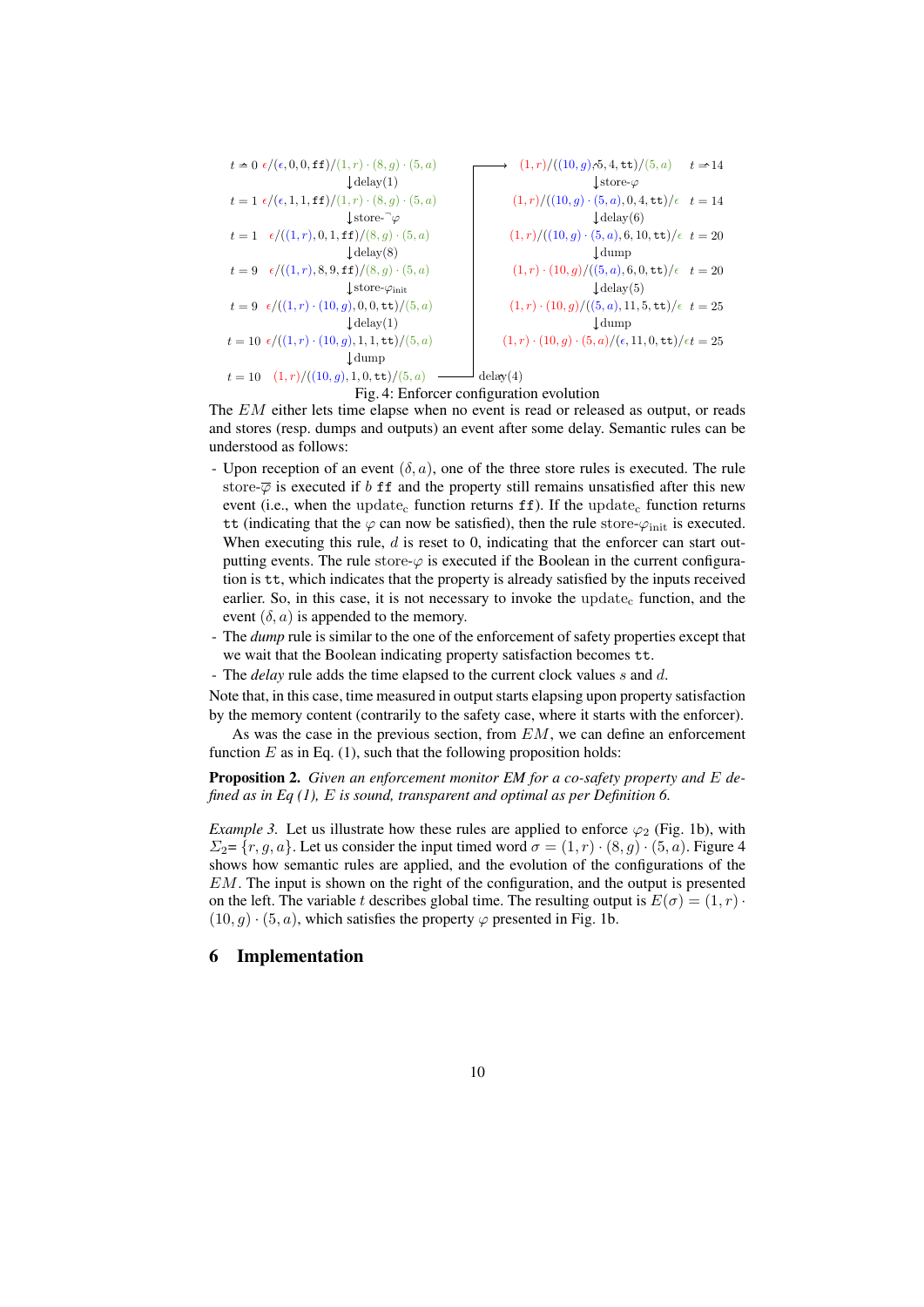$t = 0$ $\epsilon/(\epsilon, 0, 0, \mathtt{ff})/(1, r) \cdot (8, g) \cdot (5, a)$

$\downarrow$ delay(1)

$t = 1$ $\epsilon/(\epsilon, 1, 1, \mathtt{ff})/(1, r) \cdot (8, g) \cdot (5, a)$

$\downarrow$ store-$\neg\varphi$

$t = 1$ $\epsilon/((1, r), 0, 1, \mathtt{ff})/(8, g) \cdot (5, a)$

$\downarrow$ delay(8)

$t = 9$ $\epsilon/((1, r), 8, 9, \mathtt{ff})/(8, g) \cdot (5, a)$

$\downarrow$ store-$\varphi_{\text{init}}$

$t = 9$ $\epsilon/((1, r) \cdot (10, g), 0, 0, \mathtt{tt})/(5, a)$

$\downarrow$ delay(1)

$t = 10$ $\epsilon/((1, r) \cdot (10, g), 1, 1, \mathtt{tt})/(5, a)$

$\downarrow$ dump

$t = 10$ $(1, r)/((10, g), 1, 0, \mathtt{tt})/(5, a)$

$\rightarrow$ delay(4)

$(1, r)/((10, g), 5, 4, \mathtt{tt})/(5, a)$ $t = 14$

$\downarrow$ store-$\varphi$

$(1, r)/((10, g) \cdot (5, a), 0, 4, \mathtt{tt})/\epsilon$ $t = 14$

$\downarrow$ delay(6)

$(1, r)/((10, g) \cdot (5, a), 6, 10, \mathtt{tt})/\epsilon$ $t = 20$

$\downarrow$ dump

$(1, r) \cdot (10, g)/((5, a), 6, 0, \mathtt{tt})/\epsilon$ $t = 20$

$\downarrow$ delay(5)

$(1, r) \cdot (10, g)/((5, a), 11, 5, \mathtt{tt})/\epsilon$ $t = 25$

$\downarrow$ dump

$(1, r) \cdot (10, g) \cdot (5, a)/(\epsilon, 11, 0, \mathtt{tt})/\epsilon$ $t = 25$

Fig. 4: Enforcer configuration evolution

The $EM$ either lets time elapse when no event is read or released as output, or reads and stores (resp. dumps and outputs) an event after some delay. Semantic rules can be understood as follows:

- Upon reception of an event $(\delta, a)$, one of the three store rules is executed. The rule store-$\overline{\varphi}$ is executed if $b$ $\mathtt{ff}$ and the property still remains unsatisfied after this new event (i.e., when the $\text{update}_c$ function returns $\mathtt{ff}$). If the $\text{update}_c$ function returns $\mathtt{tt}$ (indicating that the $\varphi$ can now be satisfied), then the rule store-$\varphi_{\text{init}}$ is executed. When executing this rule, $d$ is reset to 0, indicating that the enforcer can start outputting events. The rule store-$\varphi$ is executed if the Boolean in the current configuration is $\mathtt{tt}$, which indicates that the property is already satisfied by the inputs received earlier. So, in this case, it is not necessary to invoke the $\text{update}_c$ function, and the event $(\delta, a)$ is appended to the memory.
- The *dump* rule is similar to the one of the enforcement of safety properties except that we wait that the Boolean indicating property satisfaction becomes $\mathtt{tt}$.
- The *delay* rule adds the time elapsed to the current clock values $s$ and $d$.

Note that, in this case, time measured in output starts elapsing upon property satisfaction by the memory content (contrarily to the safety case, where it starts with the enforcer).

As was the case in the previous section, from $EM$, we can define an enforcement function $E$ as in Eq. (1), such that the following proposition holds:

**Proposition 2.** *Given an enforcement monitor EM for a co-safety property and $E$ defined as in Eq (1), $E$ is sound, transparent and optimal as per Definition 6.*

*Example 3.* Let us illustrate how these rules are applied to enforce $\varphi_2$ (Fig. 1b), with $\Sigma_2 = \{r, g, a\}$. Let us consider the input timed word $\sigma = (1, r) \cdot (8, g) \cdot (5, a)$. Figure 4 shows how semantic rules are applied, and the evolution of the configurations of the $EM$. The input is shown on the right of the configuration, and the output is presented on the left. The variable $t$ describes global time. The resulting output is $E(\sigma) = (1, r) \cdot (10, g) \cdot (5, a)$, which satisfies the property $\varphi$ presented in Fig. 1b.

## 6 Implementation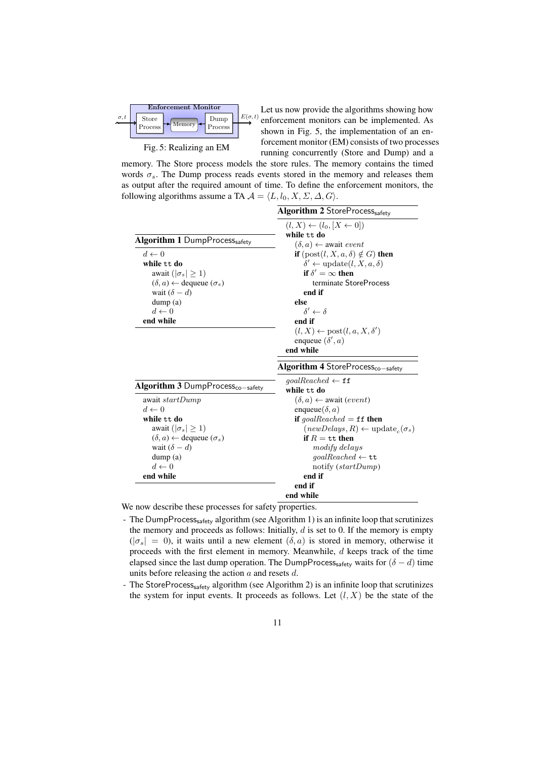Fig. 5: Realizing an EM

Let us now provide the algorithms showing how enforcement monitors can be implemented. As shown in Fig. 5, the implementation of an enforcement monitor (EM) consists of two processes running concurrently (Store and Dump) and a memory. The Store process models the store rules. The memory contains the timed words $\sigma_s$. The Dump process reads events stored in the memory and releases them as output after the required amount of time. To define the enforcement monitors, the following algorithms assume a TA $\mathcal{A} = \langle L, l_0, X, \Sigma, \Delta, G \rangle$.

**Algorithm 1** DumpProcess$_{\mathsf{safety}}$

```
d ← 0
while tt do
    await (|σ_s| ≥ 1)
    (δ, a) ← dequeue (σ_s)
    wait (δ − d)
    dump (a)
    d ← 0
end while
```

**Algorithm 2** StoreProcess$_{\mathsf{safety}}$

```
(l, X) ← (l_0, [X ← 0])
while tt do
    (δ, a) ← await event
    if (post(l, X, a, δ) ∉ G) then
        δ' ← update(l, X, a, δ)
        if δ' = ∞ then
            terminate StoreProcess
        end if
    else
        δ' ← δ
    end if
    (l, X) ← post(l, a, X, δ')
    enqueue (δ', a)
end while
```

**Algorithm 3** DumpProcess$_{\mathsf{co-safety}}$

```
await startDump
d ← 0
while tt do
    await (|σ_s| ≥ 1)
    (δ, a) ← dequeue (σ_s)
    wait (δ − d)
    dump (a)
    d ← 0
end while
```

**Algorithm 4** StoreProcess$_{\mathsf{co-safety}}$

```
goalReached ← ff
while tt do
    (δ, a) ← await (event)
    enqueue(δ, a)
    if goalReached = ff then
        (newDelays, R) ← update_c(σ_s)
        if R = tt then
            modify delays
            goalReached ← tt
            notify (startDump)
        end if
    end if
end while
```

We now describe these processes for safety properties.

- The DumpProcess$_{\mathsf{safety}}$ algorithm (see Algorithm 1) is an infinite loop that scrutinizes the memory and proceeds as follows: Initially, $d$ is set to 0. If the memory is empty ($|\sigma_s| = 0$), it waits until a new element $(\delta, a)$ is stored in memory, otherwise it proceeds with the first element in memory. Meanwhile, $d$ keeps track of the time elapsed since the last dump operation. The DumpProcess$_{\mathsf{safety}}$ waits for $(\delta - d)$ time units before releasing the action $a$ and resets $d$.
- The StoreProcess$_{\mathsf{safety}}$ algorithm (see Algorithm 2) is an infinite loop that scrutinizes the system for input events. It proceeds as follows. Let $(l, X)$ be the state of the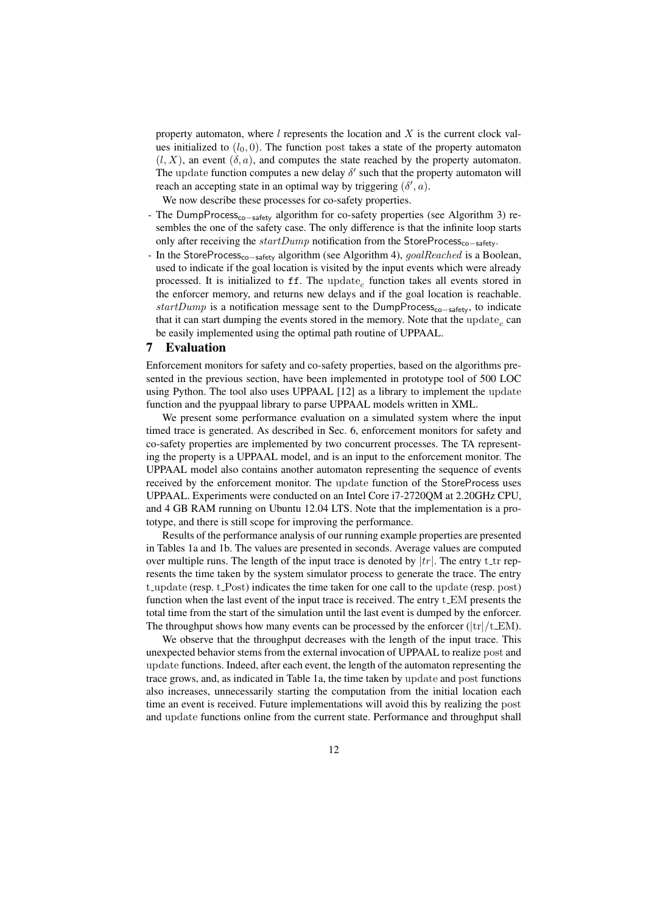property automaton, where $l$ represents the location and $X$ is the current clock values initialized to $(l_0, 0)$. The function post takes a state of the property automaton $(l, X)$, an event $(\delta, a)$, and computes the state reached by the property automaton. The update function computes a new delay $\delta'$ such that the property automaton will reach an accepting state in an optimal way by triggering $(\delta', a)$.

We now describe these processes for co-safety properties.

- The $\mathsf{DumpProcess}_{\mathsf{co-safety}}$ algorithm for co-safety properties (see Algorithm 3) resembles the one of the safety case. The only difference is that the infinite loop starts only after receiving the $startDump$ notification from the $\mathsf{StoreProcess}_{\mathsf{co-safety}}$.
- In the $\mathsf{StoreProcess}_{\mathsf{co-safety}}$ algorithm (see Algorithm 4), $goalReached$ is a Boolean, used to indicate if the goal location is visited by the input events which were already processed. It is initialized to `ff`. The $\mathrm{update}_c$ function takes all events stored in the enforcer memory, and returns new delays and if the goal location is reachable. $startDump$ is a notification message sent to the $\mathsf{DumpProcess}_{\mathsf{co-safety}}$, to indicate that it can start dumping the events stored in the memory. Note that the $\mathrm{update}_c$ can be easily implemented using the optimal path routine of UPPAAL.

# 7 Evaluation

Enforcement monitors for safety and co-safety properties, based on the algorithms presented in the previous section, have been implemented in prototype tool of 500 LOC using Python. The tool also uses UPPAAL [12] as a library to implement the update function and the pyuppaal library to parse UPPAAL models written in XML.

We present some performance evaluation on a simulated system where the input timed trace is generated. As described in Sec. 6, enforcement monitors for safety and co-safety properties are implemented by two concurrent processes. The TA representing the property is a UPPAAL model, and is an input to the enforcement monitor. The UPPAAL model also contains another automaton representing the sequence of events received by the enforcement monitor. The update function of the StoreProcess uses UPPAAL. Experiments were conducted on an Intel Core i7-2720QM at 2.20GHz CPU, and 4 GB RAM running on Ubuntu 12.04 LTS. Note that the implementation is a prototype, and there is still scope for improving the performance.

Results of the performance analysis of our running example properties are presented in Tables 1a and 1b. The values are presented in seconds. Average values are computed over multiple runs. The length of the input trace is denoted by $|tr|$. The entry t_tr represents the time taken by the system simulator process to generate the trace. The entry t_update (resp. t_Post) indicates the time taken for one call to the update (resp. post) function when the last event of the input trace is received. The entry t_EM presents the total time from the start of the simulation until the last event is dumped by the enforcer. The throughput shows how many events can be processed by the enforcer ($|\mathrm{tr}|/\mathrm{t\_EM}$).

We observe that the throughput decreases with the length of the input trace. This unexpected behavior stems from the external invocation of UPPAAL to realize post and update functions. Indeed, after each event, the length of the automaton representing the trace grows, and, as indicated in Table 1a, the time taken by update and post functions also increases, unnecessarily starting the computation from the initial location each time an event is received. Future implementations will avoid this by realizing the post and update functions online from the current state. Performance and throughput shall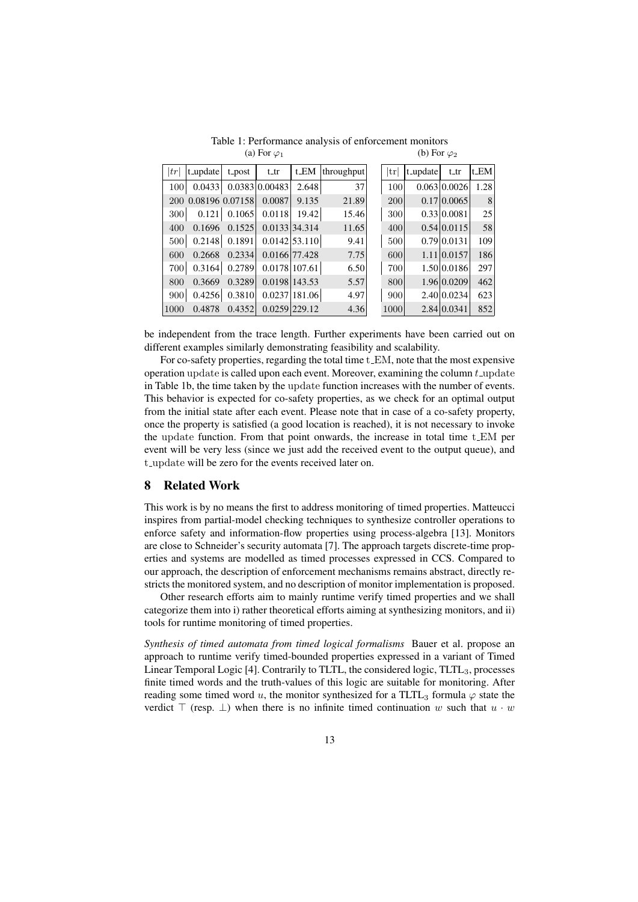Table 1: Performance analysis of enforcement monitors

(a) For $\varphi_1$

| $\|tr\|$ | t_update | t_post | t_tr | t_EM | throughput |
|---|---|---|---|---|---|
| 100 | 0.0433 | 0.0383 | 0.00483 | 2.648 | 37 |
| 200 | 0.08196 | 0.07158 | 0.0087 | 9.135 | 21.89 |
| 300 | 0.121 | 0.1065 | 0.0118 | 19.42 | 15.46 |
| 400 | 0.1696 | 0.1525 | 0.0133 | 34.314 | 11.65 |
| 500 | 0.2148 | 0.1891 | 0.0142 | 53.110 | 9.41 |
| 600 | 0.2668 | 0.2334 | 0.0166 | 77.428 | 7.75 |
| 700 | 0.3164 | 0.2789 | 0.0178 | 107.61 | 6.50 |
| 800 | 0.3669 | 0.3289 | 0.0198 | 143.53 | 5.57 |
| 900 | 0.4256 | 0.3810 | 0.0237 | 181.06 | 4.97 |
| 1000 | 0.4878 | 0.4352 | 0.0259 | 229.12 | 4.36 |

(b) For $\varphi_2$

| $\|\mathrm{tr}\|$ | t_update | t_tr | t_EM |
|---|---|---|---|
| 100 | 0.063 | 0.0026 | 1.28 |
| 200 | 0.17 | 0.0065 | 8 |
| 300 | 0.33 | 0.0081 | 25 |
| 400 | 0.54 | 0.0115 | 58 |
| 500 | 0.79 | 0.0131 | 109 |
| 600 | 1.11 | 0.0157 | 186 |
| 700 | 1.50 | 0.0186 | 297 |
| 800 | 1.96 | 0.0209 | 462 |
| 900 | 2.40 | 0.0234 | 623 |
| 1000 | 2.84 | 0.0341 | 852 |

be independent from the trace length. Further experiments have been carried out on different examples similarly demonstrating feasibility and scalability.

For co-safety properties, regarding the total time t_EM, note that the most expensive operation update is called upon each event. Moreover, examining the column $t\_\mathrm{update}$ in Table 1b, the time taken by the update function increases with the number of events. This behavior is expected for co-safety properties, as we check for an optimal output from the initial state after each event. Please note that in case of a co-safety property, once the property is satisfied (a good location is reached), it is not necessary to invoke the update function. From that point onwards, the increase in total time t_EM per event will be very less (since we just add the received event to the output queue), and t_update will be zero for the events received later on.

## 8 Related Work

This work is by no means the first to address monitoring of timed properties. Matteucci inspires from partial-model checking techniques to synthesize controller operations to enforce safety and information-flow properties using process-algebra [13]. Monitors are close to Schneider's security automata [7]. The approach targets discrete-time properties and systems are modelled as timed processes expressed in CCS. Compared to our approach, the description of enforcement mechanisms remains abstract, directly restricts the monitored system, and no description of monitor implementation is proposed.

Other research efforts aim to mainly runtime verify timed properties and we shall categorize them into i) rather theoretical efforts aiming at synthesizing monitors, and ii) tools for runtime monitoring of timed properties.

*Synthesis of timed automata from timed logical formalisms* Bauer et al. propose an approach to runtime verify timed-bounded properties expressed in a variant of Timed Linear Temporal Logic [4]. Contrarily to TLTL, the considered logic, $\mathrm{TLTL}_3$, processes finite timed words and the truth-values of this logic are suitable for monitoring. After reading some timed word $u$, the monitor synthesized for a $\mathrm{TLTL}_3$ formula $\varphi$ state the verdict $\top$ (resp. $\bot$) when there is no infinite timed continuation $w$ such that $u \cdot w$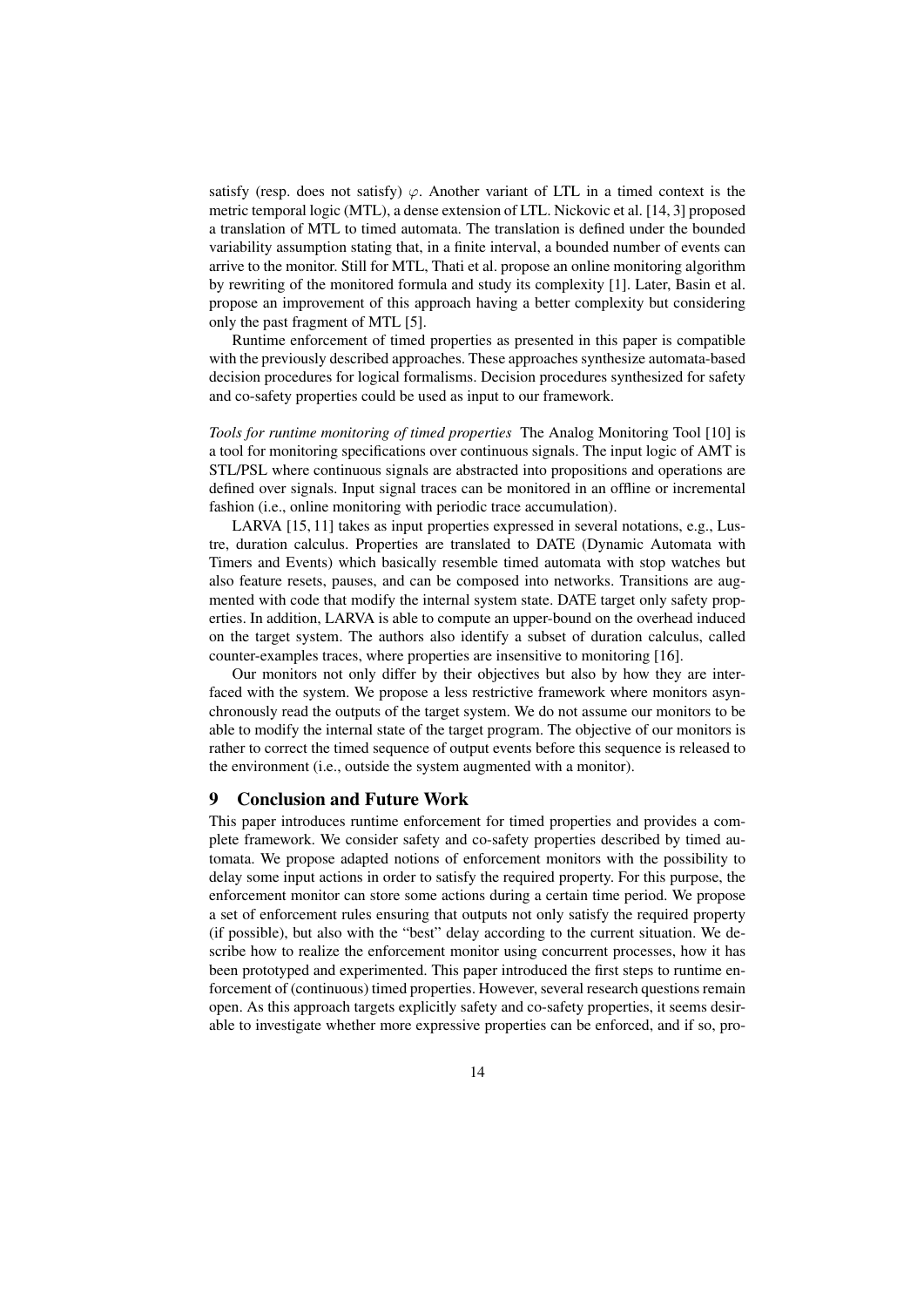satisfy (resp. does not satisfy) $\varphi$. Another variant of LTL in a timed context is the metric temporal logic (MTL), a dense extension of LTL. Nickovic et al. [14, 3] proposed a translation of MTL to timed automata. The translation is defined under the bounded variability assumption stating that, in a finite interval, a bounded number of events can arrive to the monitor. Still for MTL, Thati et al. propose an online monitoring algorithm by rewriting of the monitored formula and study its complexity [1]. Later, Basin et al. propose an improvement of this approach having a better complexity but considering only the past fragment of MTL [5].

Runtime enforcement of timed properties as presented in this paper is compatible with the previously described approaches. These approaches synthesize automata-based decision procedures for logical formalisms. Decision procedures synthesized for safety and co-safety properties could be used as input to our framework.

*Tools for runtime monitoring of timed properties* The Analog Monitoring Tool [10] is a tool for monitoring specifications over continuous signals. The input logic of AMT is STL/PSL where continuous signals are abstracted into propositions and operations are defined over signals. Input signal traces can be monitored in an offline or incremental fashion (i.e., online monitoring with periodic trace accumulation).

LARVA [15, 11] takes as input properties expressed in several notations, e.g., Lustre, duration calculus. Properties are translated to DATE (Dynamic Automata with Timers and Events) which basically resemble timed automata with stop watches but also feature resets, pauses, and can be composed into networks. Transitions are augmented with code that modify the internal system state. DATE target only safety properties. In addition, LARVA is able to compute an upper-bound on the overhead induced on the target system. The authors also identify a subset of duration calculus, called counter-examples traces, where properties are insensitive to monitoring [16].

Our monitors not only differ by their objectives but also by how they are interfaced with the system. We propose a less restrictive framework where monitors asynchronously read the outputs of the target system. We do not assume our monitors to be able to modify the internal state of the target program. The objective of our monitors is rather to correct the timed sequence of output events before this sequence is released to the environment (i.e., outside the system augmented with a monitor).

## 9 Conclusion and Future Work

This paper introduces runtime enforcement for timed properties and provides a complete framework. We consider safety and co-safety properties described by timed automata. We propose adapted notions of enforcement monitors with the possibility to delay some input actions in order to satisfy the required property. For this purpose, the enforcement monitor can store some actions during a certain time period. We propose a set of enforcement rules ensuring that outputs not only satisfy the required property (if possible), but also with the "best" delay according to the current situation. We describe how to realize the enforcement monitor using concurrent processes, how it has been prototyped and experimented. This paper introduced the first steps to runtime enforcement of (continuous) timed properties. However, several research questions remain open. As this approach targets explicitly safety and co-safety properties, it seems desirable to investigate whether more expressive properties can be enforced, and if so, pro-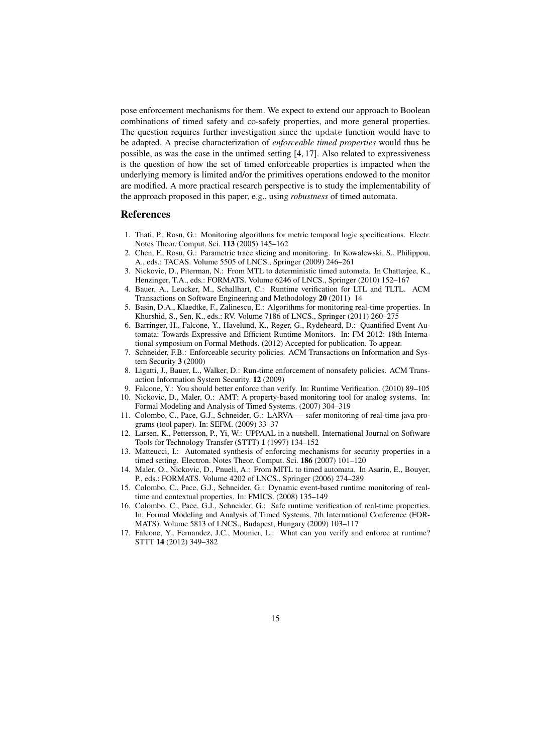pose enforcement mechanisms for them. We expect to extend our approach to Boolean combinations of timed safety and co-safety properties, and more general properties. The question requires further investigation since the update function would have to be adapted. A precise characterization of *enforceable timed properties* would thus be possible, as was the case in the untimed setting [4, 17]. Also related to expressiveness is the question of how the set of timed enforceable properties is impacted when the underlying memory is limited and/or the primitives operations endowed to the monitor are modified. A more practical research perspective is to study the implementability of the approach proposed in this paper, e.g., using *robustness* of timed automata.

## References

1. Thati, P., Rosu, G.: Monitoring algorithms for metric temporal logic specifications. Electr. Notes Theor. Comput. Sci. **113** (2005) 145–162
2. Chen, F., Rosu, G.: Parametric trace slicing and monitoring. In Kowalewski, S., Philippou, A., eds.: TACAS. Volume 5505 of LNCS., Springer (2009) 246–261
3. Nickovic, D., Piterman, N.: From MTL to deterministic timed automata. In Chatterjee, K., Henzinger, T.A., eds.: FORMATS. Volume 6246 of LNCS., Springer (2010) 152–167
4. Bauer, A., Leucker, M., Schallhart, C.: Runtime verification for LTL and TLTL. ACM Transactions on Software Engineering and Methodology **20** (2011) 14
5. Basin, D.A., Klaedtke, F., Zalinescu, E.: Algorithms for monitoring real-time properties. In Khurshid, S., Sen, K., eds.: RV. Volume 7186 of LNCS., Springer (2011) 260–275
6. Barringer, H., Falcone, Y., Havelund, K., Reger, G., Rydeheard, D.: Quantified Event Automata: Towards Expressive and Efficient Runtime Monitors. In: FM 2012: 18th International symposium on Formal Methods. (2012) Accepted for publication. To appear.
7. Schneider, F.B.: Enforceable security policies. ACM Transactions on Information and System Security **3** (2000)
8. Ligatti, J., Bauer, L., Walker, D.: Run-time enforcement of nonsafety policies. ACM Transaction Information System Security. **12** (2009)
9. Falcone, Y.: You should better enforce than verify. In: Runtime Verification. (2010) 89–105
10. Nickovic, D., Maler, O.: AMT: A property-based monitoring tool for analog systems. In: Formal Modeling and Analysis of Timed Systems. (2007) 304–319
11. Colombo, C., Pace, G.J., Schneider, G.: LARVA — safer monitoring of real-time java programs (tool paper). In: SEFM. (2009) 33–37
12. Larsen, K., Pettersson, P., Yi, W.: UPPAAL in a nutshell. International Journal on Software Tools for Technology Transfer (STTT) **1** (1997) 134–152
13. Matteucci, I.: Automated synthesis of enforcing mechanisms for security properties in a timed setting. Electron. Notes Theor. Comput. Sci. **186** (2007) 101–120
14. Maler, O., Nickovic, D., Pnueli, A.: From MITL to timed automata. In Asarin, E., Bouyer, P., eds.: FORMATS. Volume 4202 of LNCS., Springer (2006) 274–289
15. Colombo, C., Pace, G.J., Schneider, G.: Dynamic event-based runtime monitoring of real-time and contextual properties. In: FMICS. (2008) 135–149
16. Colombo, C., Pace, G.J., Schneider, G.: Safe runtime verification of real-time properties. In: Formal Modeling and Analysis of Timed Systems, 7th International Conference (FORMATS). Volume 5813 of LNCS., Budapest, Hungary (2009) 103–117
17. Falcone, Y., Fernandez, J.C., Mounier, L.: What can you verify and enforce at runtime? STTT **14** (2012) 349–382